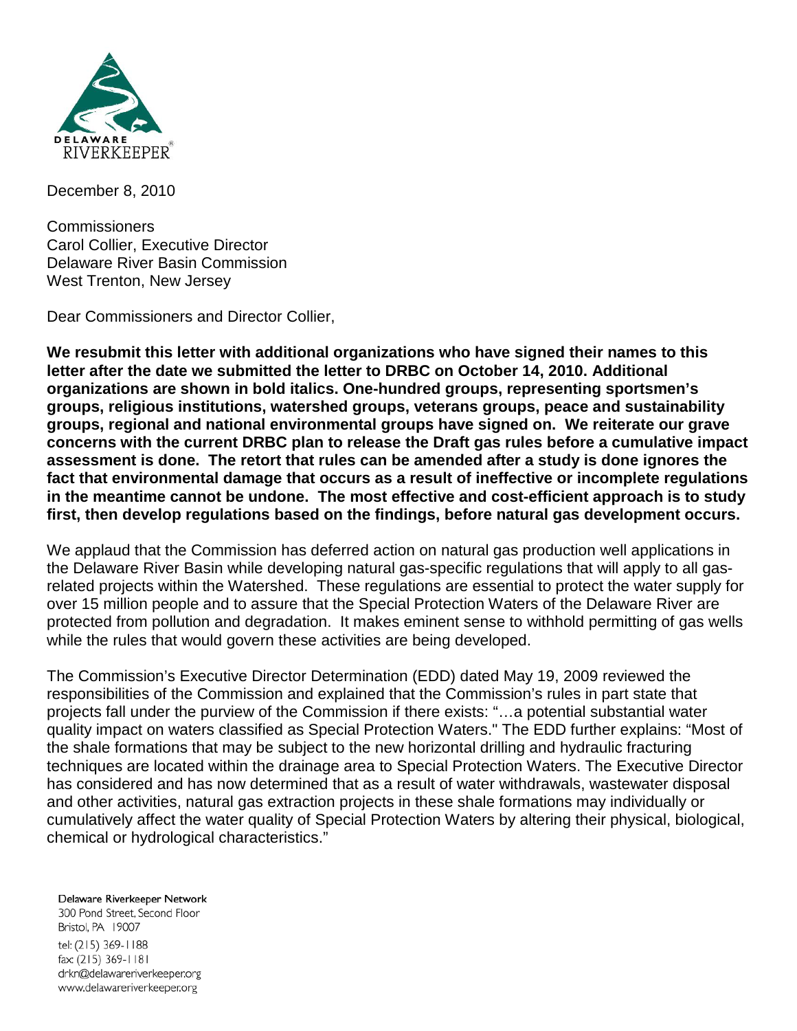DELAWARE RIVERKEEPER®

December 8, 2010

Commissioners
Carol Collier, Executive Director
Delaware River Basin Commission
West Trenton, New Jersey

Dear Commissioners and Director Collier,

**We resubmit this letter with additional organizations who have signed their names to this letter after the date we submitted the letter to DRBC on October 14, 2010. Additional organizations are shown in bold italics. One-hundred groups, representing sportsmen's groups, religious institutions, watershed groups, veterans groups, peace and sustainability groups, regional and national environmental groups have signed on. We reiterate our grave concerns with the current DRBC plan to release the Draft gas rules before a cumulative impact assessment is done. The retort that rules can be amended after a study is done ignores the fact that environmental damage that occurs as a result of ineffective or incomplete regulations in the meantime cannot be undone. The most effective and cost-efficient approach is to study first, then develop regulations based on the findings, before natural gas development occurs.**

We applaud that the Commission has deferred action on natural gas production well applications in the Delaware River Basin while developing natural gas-specific regulations that will apply to all gas-related projects within the Watershed. These regulations are essential to protect the water supply for over 15 million people and to assure that the Special Protection Waters of the Delaware River are protected from pollution and degradation. It makes eminent sense to withhold permitting of gas wells while the rules that would govern these activities are being developed.

The Commission's Executive Director Determination (EDD) dated May 19, 2009 reviewed the responsibilities of the Commission and explained that the Commission's rules in part state that projects fall under the purview of the Commission if there exists: "…a potential substantial water quality impact on waters classified as Special Protection Waters." The EDD further explains: "Most of the shale formations that may be subject to the new horizontal drilling and hydraulic fracturing techniques are located within the drainage area to Special Protection Waters. The Executive Director has considered and has now determined that as a result of water withdrawals, wastewater disposal and other activities, natural gas extraction projects in these shale formations may individually or cumulatively affect the water quality of Special Protection Waters by altering their physical, biological, chemical or hydrological characteristics."

Delaware Riverkeeper Network
300 Pond Street, Second Floor
Bristol, PA 19007
tel: (215) 369-1188
fax: (215) 369-1181
drkn@delawareriverkeeper.org
www.delawareriverkeeper.org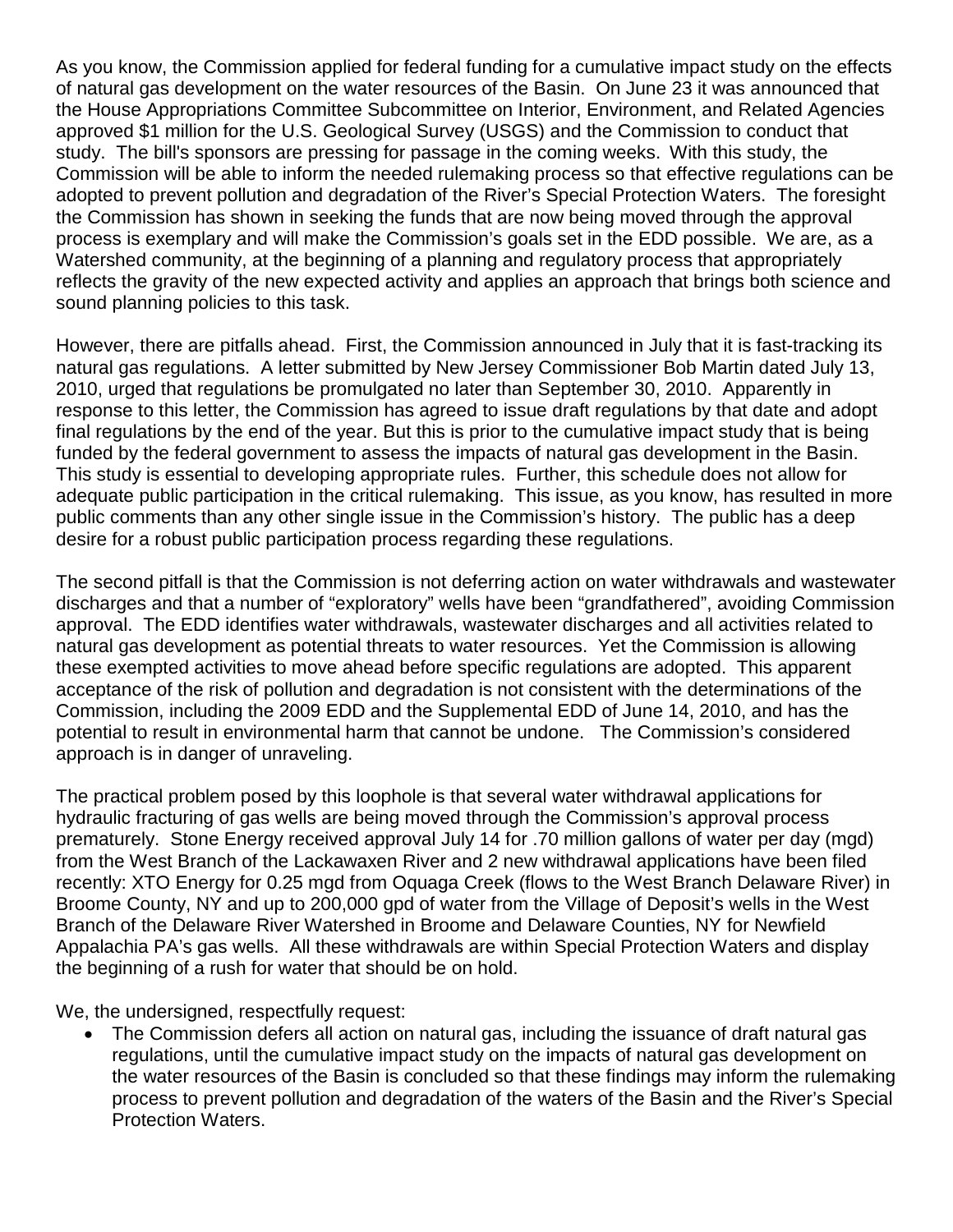As you know, the Commission applied for federal funding for a cumulative impact study on the effects of natural gas development on the water resources of the Basin. On June 23 it was announced that the House Appropriations Committee Subcommittee on Interior, Environment, and Related Agencies approved $1 million for the U.S. Geological Survey (USGS) and the Commission to conduct that study. The bill's sponsors are pressing for passage in the coming weeks. With this study, the Commission will be able to inform the needed rulemaking process so that effective regulations can be adopted to prevent pollution and degradation of the River's Special Protection Waters. The foresight the Commission has shown in seeking the funds that are now being moved through the approval process is exemplary and will make the Commission's goals set in the EDD possible. We are, as a Watershed community, at the beginning of a planning and regulatory process that appropriately reflects the gravity of the new expected activity and applies an approach that brings both science and sound planning policies to this task.

However, there are pitfalls ahead. First, the Commission announced in July that it is fast-tracking its natural gas regulations. A letter submitted by New Jersey Commissioner Bob Martin dated July 13, 2010, urged that regulations be promulgated no later than September 30, 2010. Apparently in response to this letter, the Commission has agreed to issue draft regulations by that date and adopt final regulations by the end of the year. But this is prior to the cumulative impact study that is being funded by the federal government to assess the impacts of natural gas development in the Basin. This study is essential to developing appropriate rules. Further, this schedule does not allow for adequate public participation in the critical rulemaking. This issue, as you know, has resulted in more public comments than any other single issue in the Commission's history. The public has a deep desire for a robust public participation process regarding these regulations.

The second pitfall is that the Commission is not deferring action on water withdrawals and wastewater discharges and that a number of "exploratory" wells have been "grandfathered", avoiding Commission approval. The EDD identifies water withdrawals, wastewater discharges and all activities related to natural gas development as potential threats to water resources. Yet the Commission is allowing these exempted activities to move ahead before specific regulations are adopted. This apparent acceptance of the risk of pollution and degradation is not consistent with the determinations of the Commission, including the 2009 EDD and the Supplemental EDD of June 14, 2010, and has the potential to result in environmental harm that cannot be undone. The Commission's considered approach is in danger of unraveling.

The practical problem posed by this loophole is that several water withdrawal applications for hydraulic fracturing of gas wells are being moved through the Commission's approval process prematurely. Stone Energy received approval July 14 for .70 million gallons of water per day (mgd) from the West Branch of the Lackawaxen River and 2 new withdrawal applications have been filed recently: XTO Energy for 0.25 mgd from Oquaga Creek (flows to the West Branch Delaware River) in Broome County, NY and up to 200,000 gpd of water from the Village of Deposit's wells in the West Branch of the Delaware River Watershed in Broome and Delaware Counties, NY for Newfield Appalachia PA's gas wells. All these withdrawals are within Special Protection Waters and display the beginning of a rush for water that should be on hold.

We, the undersigned, respectfully request:

- The Commission defers all action on natural gas, including the issuance of draft natural gas regulations, until the cumulative impact study on the impacts of natural gas development on the water resources of the Basin is concluded so that these findings may inform the rulemaking process to prevent pollution and degradation of the waters of the Basin and the River's Special Protection Waters.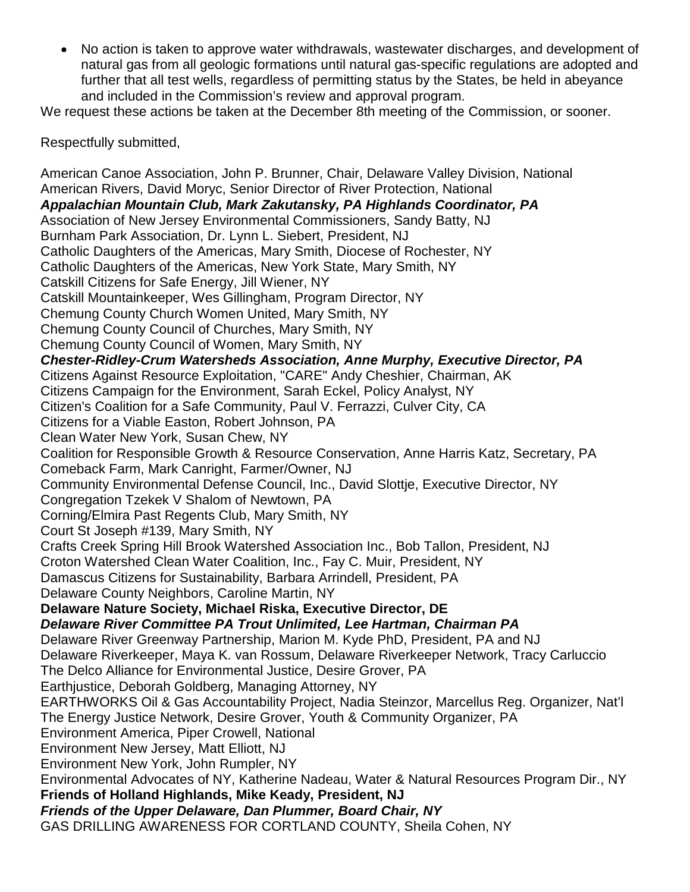- No action is taken to approve water withdrawals, wastewater discharges, and development of natural gas from all geologic formations until natural gas-specific regulations are adopted and further that all test wells, regardless of permitting status by the States, be held in abeyance and included in the Commission's review and approval program.

We request these actions be taken at the December 8th meeting of the Commission, or sooner.

Respectfully submitted,

American Canoe Association, John P. Brunner, Chair, Delaware Valley Division, National
American Rivers, David Moryc, Senior Director of River Protection, National
***Appalachian Mountain Club, Mark Zakutansky, PA Highlands Coordinator, PA***
Association of New Jersey Environmental Commissioners, Sandy Batty, NJ
Burnham Park Association, Dr. Lynn L. Siebert, President, NJ
Catholic Daughters of the Americas, Mary Smith, Diocese of Rochester, NY
Catholic Daughters of the Americas, New York State, Mary Smith, NY
Catskill Citizens for Safe Energy, Jill Wiener, NY
Catskill Mountainkeeper, Wes Gillingham, Program Director, NY
Chemung County Church Women United, Mary Smith, NY
Chemung County Council of Churches, Mary Smith, NY
Chemung County Council of Women, Mary Smith, NY
***Chester-Ridley-Crum Watersheds Association, Anne Murphy, Executive Director, PA***
Citizens Against Resource Exploitation, "CARE" Andy Cheshier, Chairman, AK
Citizens Campaign for the Environment, Sarah Eckel, Policy Analyst, NY
Citizen's Coalition for a Safe Community, Paul V. Ferrazzi, Culver City, CA
Citizens for a Viable Easton, Robert Johnson, PA
Clean Water New York, Susan Chew, NY
Coalition for Responsible Growth & Resource Conservation, Anne Harris Katz, Secretary, PA
Comeback Farm, Mark Canright, Farmer/Owner, NJ
Community Environmental Defense Council, Inc., David Slottje, Executive Director, NY
Congregation Tzekek V Shalom of Newtown, PA
Corning/Elmira Past Regents Club, Mary Smith, NY
Court St Joseph #139, Mary Smith, NY
Crafts Creek Spring Hill Brook Watershed Association Inc., Bob Tallon, President, NJ
Croton Watershed Clean Water Coalition, Inc., Fay C. Muir, President, NY
Damascus Citizens for Sustainability, Barbara Arrindell, President, PA
Delaware County Neighbors, Caroline Martin, NY
**Delaware Nature Society, Michael Riska, Executive Director, DE**
***Delaware River Committee PA Trout Unlimited, Lee Hartman, Chairman PA***
Delaware River Greenway Partnership, Marion M. Kyde PhD, President, PA and NJ
Delaware Riverkeeper, Maya K. van Rossum, Delaware Riverkeeper Network, Tracy Carluccio
The Delco Alliance for Environmental Justice, Desire Grover, PA
Earthjustice, Deborah Goldberg, Managing Attorney, NY
EARTHWORKS Oil & Gas Accountability Project, Nadia Steinzor, Marcellus Reg. Organizer, Nat'l
The Energy Justice Network, Desire Grover, Youth & Community Organizer, PA
Environment America, Piper Crowell, National
Environment New Jersey, Matt Elliott, NJ
Environment New York, John Rumpler, NY
Environmental Advocates of NY, Katherine Nadeau, Water & Natural Resources Program Dir., NY
**Friends of Holland Highlands, Mike Keady, President, NJ**
***Friends of the Upper Delaware, Dan Plummer, Board Chair, NY***
GAS DRILLING AWARENESS FOR CORTLAND COUNTY, Sheila Cohen, NY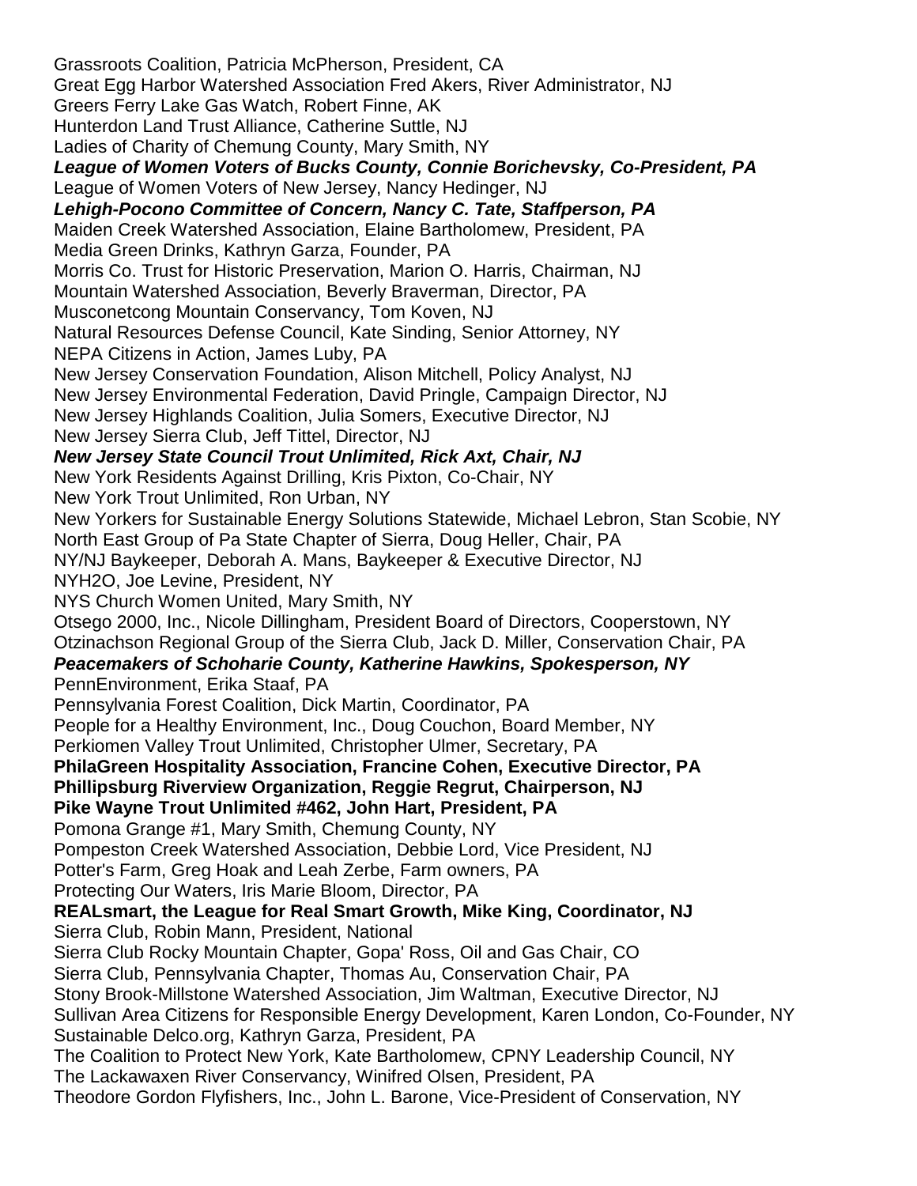Grassroots Coalition, Patricia McPherson, President, CA
Great Egg Harbor Watershed Association Fred Akers, River Administrator, NJ
Greers Ferry Lake Gas Watch, Robert Finne, AK
Hunterdon Land Trust Alliance, Catherine Suttle, NJ
Ladies of Charity of Chemung County, Mary Smith, NY
***League of Women Voters of Bucks County, Connie Borichevsky, Co-President, PA***
League of Women Voters of New Jersey, Nancy Hedinger, NJ
***Lehigh-Pocono Committee of Concern, Nancy C. Tate, Staffperson, PA***
Maiden Creek Watershed Association, Elaine Bartholomew, President, PA
Media Green Drinks, Kathryn Garza, Founder, PA
Morris Co. Trust for Historic Preservation, Marion O. Harris, Chairman, NJ
Mountain Watershed Association, Beverly Braverman, Director, PA
Musconetcong Mountain Conservancy, Tom Koven, NJ
Natural Resources Defense Council, Kate Sinding, Senior Attorney, NY
NEPA Citizens in Action, James Luby, PA
New Jersey Conservation Foundation, Alison Mitchell, Policy Analyst, NJ
New Jersey Environmental Federation, David Pringle, Campaign Director, NJ
New Jersey Highlands Coalition, Julia Somers, Executive Director, NJ
New Jersey Sierra Club, Jeff Tittel, Director, NJ
***New Jersey State Council Trout Unlimited, Rick Axt, Chair, NJ***
New York Residents Against Drilling, Kris Pixton, Co-Chair, NY
New York Trout Unlimited, Ron Urban, NY
New Yorkers for Sustainable Energy Solutions Statewide, Michael Lebron, Stan Scobie, NY
North East Group of Pa State Chapter of Sierra, Doug Heller, Chair, PA
NY/NJ Baykeeper, Deborah A. Mans, Baykeeper & Executive Director, NJ
NYH2O, Joe Levine, President, NY
NYS Church Women United, Mary Smith, NY
Otsego 2000, Inc., Nicole Dillingham, President Board of Directors, Cooperstown, NY
Otzinachson Regional Group of the Sierra Club, Jack D. Miller, Conservation Chair, PA
***Peacemakers of Schoharie County, Katherine Hawkins, Spokesperson, NY***
PennEnvironment, Erika Staaf, PA
Pennsylvania Forest Coalition, Dick Martin, Coordinator, PA
People for a Healthy Environment, Inc., Doug Couchon, Board Member, NY
Perkiomen Valley Trout Unlimited, Christopher Ulmer, Secretary, PA
**PhilaGreen Hospitality Association, Francine Cohen, Executive Director, PA**
**Phillipsburg Riverview Organization, Reggie Regrut, Chairperson, NJ**
**Pike Wayne Trout Unlimited #462, John Hart, President, PA**
Pomona Grange #1, Mary Smith, Chemung County, NY
Pompeston Creek Watershed Association, Debbie Lord, Vice President, NJ
Potter's Farm, Greg Hoak and Leah Zerbe, Farm owners, PA
Protecting Our Waters, Iris Marie Bloom, Director, PA
**REALsmart, the League for Real Smart Growth, Mike King, Coordinator, NJ**
Sierra Club, Robin Mann, President, National
Sierra Club Rocky Mountain Chapter, Gopa' Ross, Oil and Gas Chair, CO
Sierra Club, Pennsylvania Chapter, Thomas Au, Conservation Chair, PA
Stony Brook-Millstone Watershed Association, Jim Waltman, Executive Director, NJ
Sullivan Area Citizens for Responsible Energy Development, Karen London, Co-Founder, NY
Sustainable Delco.org, Kathryn Garza, President, PA
The Coalition to Protect New York, Kate Bartholomew, CPNY Leadership Council, NY
The Lackawaxen River Conservancy, Winifred Olsen, President, PA
Theodore Gordon Flyfishers, Inc., John L. Barone, Vice-President of Conservation, NY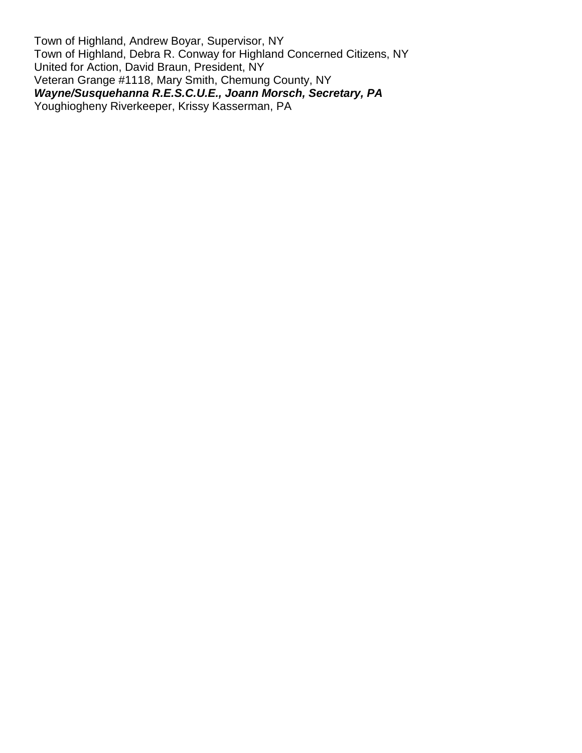Town of Highland, Andrew Boyar, Supervisor, NY
Town of Highland, Debra R. Conway for Highland Concerned Citizens, NY
United for Action, David Braun, President, NY
Veteran Grange #1118, Mary Smith, Chemung County, NY
***Wayne/Susquehanna R.E.S.C.U.E., Joann Morsch, Secretary, PA***
Youghiogheny Riverkeeper, Krissy Kasserman, PA